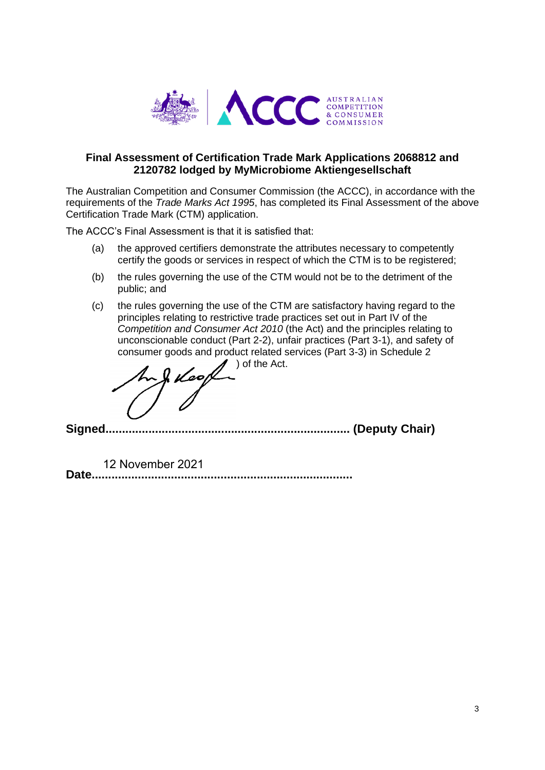## Final Assessment of Certification Trade Mark Applications 2068812 and 2120782 lodged by MyMicrobiome Aktiengesellschaft

The Australian Competition and Consumer Commission (the ACCC), in accordance with the requirements of the *Trade Marks Act 1995*, has completed its Final Assessment of the above Certification Trade Mark (CTM) application.

The ACCC's Final Assessment is that it is satisfied that:

(a) the approved certifiers demonstrate the attributes necessary to competently certify the goods or services in respect of which the CTM is to be registered;

(b) the rules governing the use of the CTM would not be to the detriment of the public; and

(c) the rules governing the use of the CTM are satisfactory having regard to the principles relating to restrictive trade practices set out in Part IV of the *Competition and Consumer Act 2010* (the Act) and the principles relating to unconscionable conduct (Part 2-2), unfair practices (Part 3-1), and safety of consumer goods and product related services (Part 3-3) in Schedule 2 of the Act.

**Signed........................................................................ (Deputy Chair)**

**Date**........12 November 2021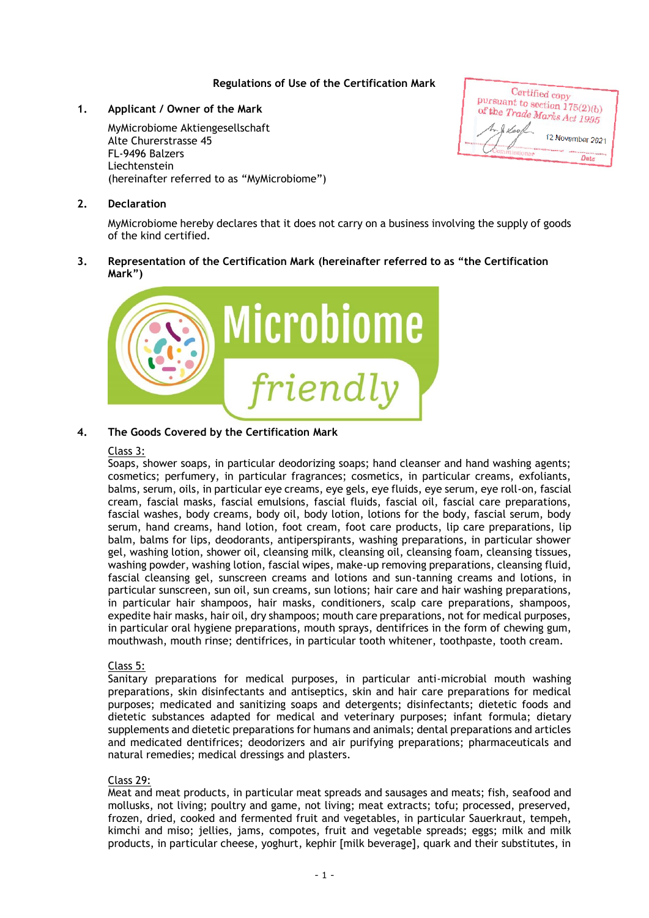## Regulations of Use of the Certification Mark

Certified copy pursuant to section 175(2)(b) of the Trade Marks Act 1995
12 November 2021
Commissioner Date

**1. Applicant / Owner of the Mark**

MyMicrobiome Aktiengesellschaft
Alte Churerstrasse 45
FL-9496 Balzers
Liechtenstein
(hereinafter referred to as "MyMicrobiome")

**2. Declaration**

MyMicrobiome hereby declares that it does not carry on a business involving the supply of goods of the kind certified.

**3. Representation of the Certification Mark (hereinafter referred to as "the Certification Mark")**

Microbiome friendly

**4. The Goods Covered by the Certification Mark**

Class 3:
Soaps, shower soaps, in particular deodorizing soaps; hand cleanser and hand washing agents; cosmetics; perfumery, in particular fragrances; cosmetics, in particular creams, exfoliants, balms, serum, oils, in particular eye creams, eye gels, eye fluids, eye serum, eye roll-on, fascial cream, fascial masks, fascial emulsions, fascial fluids, fascial oil, fascial care preparations, fascial washes, body creams, body oil, body lotion, lotions for the body, fascial serum, body serum, hand creams, hand lotion, foot cream, foot care products, lip care preparations, lip balm, balms for lips, deodorants, antiperspirants, washing preparations, in particular shower gel, washing lotion, shower oil, cleansing milk, cleansing oil, cleansing foam, cleansing tissues, washing powder, washing lotion, fascial wipes, make-up removing preparations, cleansing fluid, fascial cleansing gel, sunscreen creams and lotions and sun-tanning creams and lotions, in particular sunscreen, sun oil, sun creams, sun lotions; hair care and hair washing preparations, in particular hair shampoos, hair masks, conditioners, scalp care preparations, shampoos, expedite hair masks, hair oil, dry shampoos; mouth care preparations, not for medical purposes, in particular oral hygiene preparations, mouth sprays, dentifrices in the form of chewing gum, mouthwash, mouth rinse; dentifrices, in particular tooth whitener, toothpaste, tooth cream.

Class 5:
Sanitary preparations for medical purposes, in particular anti-microbial mouth washing preparations, skin disinfectants and antiseptics, skin and hair care preparations for medical purposes; medicated and sanitizing soaps and detergents; disinfectants; dietetic foods and dietetic substances adapted for medical and veterinary purposes; infant formula; dietary supplements and dietetic preparations for humans and animals; dental preparations and articles and medicated dentifrices; deodorizers and air purifying preparations; pharmaceuticals and natural remedies; medical dressings and plasters.

Class 29:
Meat and meat products, in particular meat spreads and sausages and meats; fish, seafood and mollusks, not living; poultry and game, not living; meat extracts; tofu; processed, preserved, frozen, dried, cooked and fermented fruit and vegetables, in particular Sauerkraut, tempeh, kimchi and miso; jellies, jams, compotes, fruit and vegetable spreads; eggs; milk and milk products, in particular cheese, yoghurt, kephir [milk beverage], quark and their substitutes, in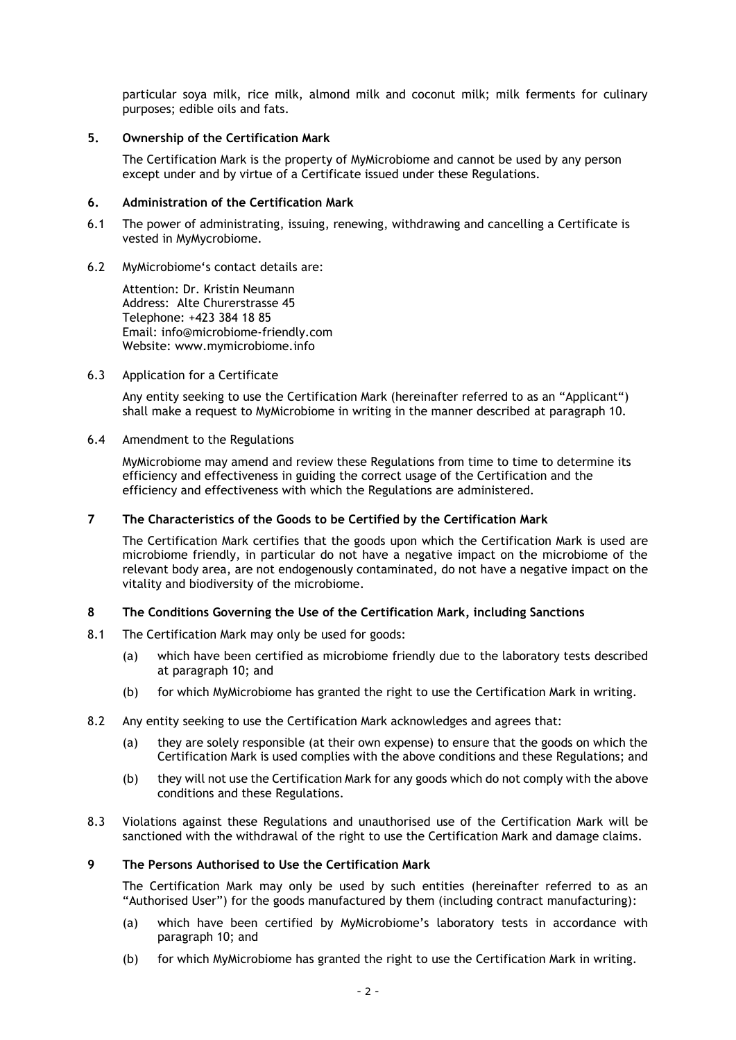particular soya milk, rice milk, almond milk and coconut milk; milk ferments for culinary purposes; edible oils and fats.

## 5. Ownership of the Certification Mark

The Certification Mark is the property of MyMicrobiome and cannot be used by any person except under and by virtue of a Certificate issued under these Regulations.

## 6. Administration of the Certification Mark

6.1 The power of administrating, issuing, renewing, withdrawing and cancelling a Certificate is vested in MyMycrobiome.

6.2 MyMicrobiome's contact details are:

Attention: Dr. Kristin Neumann
Address: Alte Churerstrasse 45
Telephone: +423 384 18 85
Email: info@microbiome-friendly.com
Website: www.mymicrobiome.info

6.3 Application for a Certificate

Any entity seeking to use the Certification Mark (hereinafter referred to as an "Applicant") shall make a request to MyMicrobiome in writing in the manner described at paragraph 10.

6.4 Amendment to the Regulations

MyMicrobiome may amend and review these Regulations from time to time to determine its efficiency and effectiveness in guiding the correct usage of the Certification and the efficiency and effectiveness with which the Regulations are administered.

## 7 The Characteristics of the Goods to be Certified by the Certification Mark

The Certification Mark certifies that the goods upon which the Certification Mark is used are microbiome friendly, in particular do not have a negative impact on the microbiome of the relevant body area, are not endogenously contaminated, do not have a negative impact on the vitality and biodiversity of the microbiome.

## 8 The Conditions Governing the Use of the Certification Mark, including Sanctions

8.1 The Certification Mark may only be used for goods:

(a) which have been certified as microbiome friendly due to the laboratory tests described at paragraph 10; and

(b) for which MyMicrobiome has granted the right to use the Certification Mark in writing.

8.2 Any entity seeking to use the Certification Mark acknowledges and agrees that:

(a) they are solely responsible (at their own expense) to ensure that the goods on which the Certification Mark is used complies with the above conditions and these Regulations; and

(b) they will not use the Certification Mark for any goods which do not comply with the above conditions and these Regulations.

8.3 Violations against these Regulations and unauthorised use of the Certification Mark will be sanctioned with the withdrawal of the right to use the Certification Mark and damage claims.

## 9 The Persons Authorised to Use the Certification Mark

The Certification Mark may only be used by such entities (hereinafter referred to as an "Authorised User") for the goods manufactured by them (including contract manufacturing):

(a) which have been certified by MyMicrobiome's laboratory tests in accordance with paragraph 10; and

(b) for which MyMicrobiome has granted the right to use the Certification Mark in writing.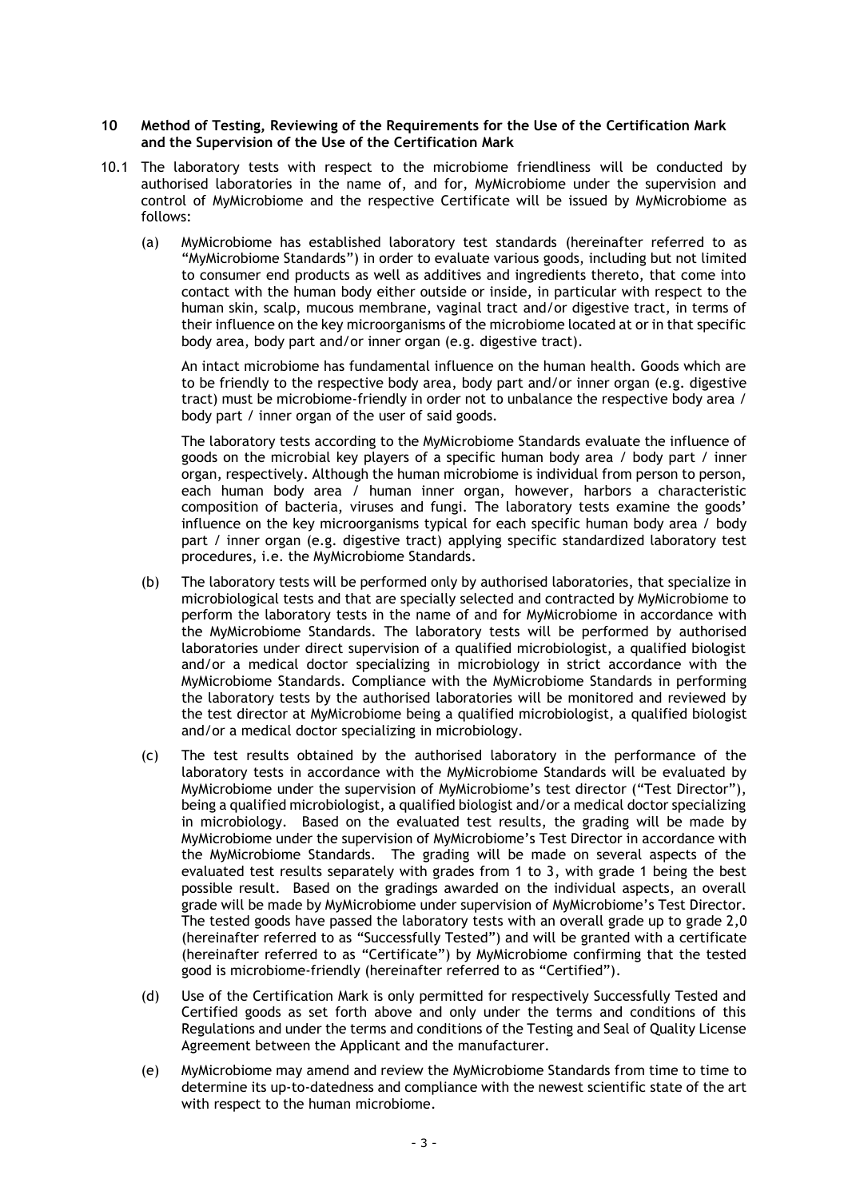**10 Method of Testing, Reviewing of the Requirements for the Use of the Certification Mark and the Supervision of the Use of the Certification Mark**

10.1 The laboratory tests with respect to the microbiome friendliness will be conducted by authorised laboratories in the name of, and for, MyMicrobiome under the supervision and control of MyMicrobiome and the respective Certificate will be issued by MyMicrobiome as follows:

(a) MyMicrobiome has established laboratory test standards (hereinafter referred to as "MyMicrobiome Standards") in order to evaluate various goods, including but not limited to consumer end products as well as additives and ingredients thereto, that come into contact with the human body either outside or inside, in particular with respect to the human skin, scalp, mucous membrane, vaginal tract and/or digestive tract, in terms of their influence on the key microorganisms of the microbiome located at or in that specific body area, body part and/or inner organ (e.g. digestive tract).

An intact microbiome has fundamental influence on the human health. Goods which are to be friendly to the respective body area, body part and/or inner organ (e.g. digestive tract) must be microbiome-friendly in order not to unbalance the respective body area / body part / inner organ of the user of said goods.

The laboratory tests according to the MyMicrobiome Standards evaluate the influence of goods on the microbial key players of a specific human body area / body part / inner organ, respectively. Although the human microbiome is individual from person to person, each human body area / human inner organ, however, harbors a characteristic composition of bacteria, viruses and fungi. The laboratory tests examine the goods' influence on the key microorganisms typical for each specific human body area / body part / inner organ (e.g. digestive tract) applying specific standardized laboratory test procedures, i.e. the MyMicrobiome Standards.

(b) The laboratory tests will be performed only by authorised laboratories, that specialize in microbiological tests and that are specially selected and contracted by MyMicrobiome to perform the laboratory tests in the name of and for MyMicrobiome in accordance with the MyMicrobiome Standards. The laboratory tests will be performed by authorised laboratories under direct supervision of a qualified microbiologist, a qualified biologist and/or a medical doctor specializing in microbiology in strict accordance with the MyMicrobiome Standards. Compliance with the MyMicrobiome Standards in performing the laboratory tests by the authorised laboratories will be monitored and reviewed by the test director at MyMicrobiome being a qualified microbiologist, a qualified biologist and/or a medical doctor specializing in microbiology.

(c) The test results obtained by the authorised laboratory in the performance of the laboratory tests in accordance with the MyMicrobiome Standards will be evaluated by MyMicrobiome under the supervision of MyMicrobiome's test director ("Test Director"), being a qualified microbiologist, a qualified biologist and/or a medical doctor specializing in microbiology. Based on the evaluated test results, the grading will be made by MyMicrobiome under the supervision of MyMicrobiome's Test Director in accordance with the MyMicrobiome Standards. The grading will be made on several aspects of the evaluated test results separately with grades from 1 to 3, with grade 1 being the best possible result. Based on the gradings awarded on the individual aspects, an overall grade will be made by MyMicrobiome under supervision of MyMicrobiome's Test Director. The tested goods have passed the laboratory tests with an overall grade up to grade 2,0 (hereinafter referred to as "Successfully Tested") and will be granted with a certificate (hereinafter referred to as "Certificate") by MyMicrobiome confirming that the tested good is microbiome-friendly (hereinafter referred to as "Certified").

(d) Use of the Certification Mark is only permitted for respectively Successfully Tested and Certified goods as set forth above and only under the terms and conditions of this Regulations and under the terms and conditions of the Testing and Seal of Quality License Agreement between the Applicant and the manufacturer.

(e) MyMicrobiome may amend and review the MyMicrobiome Standards from time to time to determine its up-to-datedness and compliance with the newest scientific state of the art with respect to the human microbiome.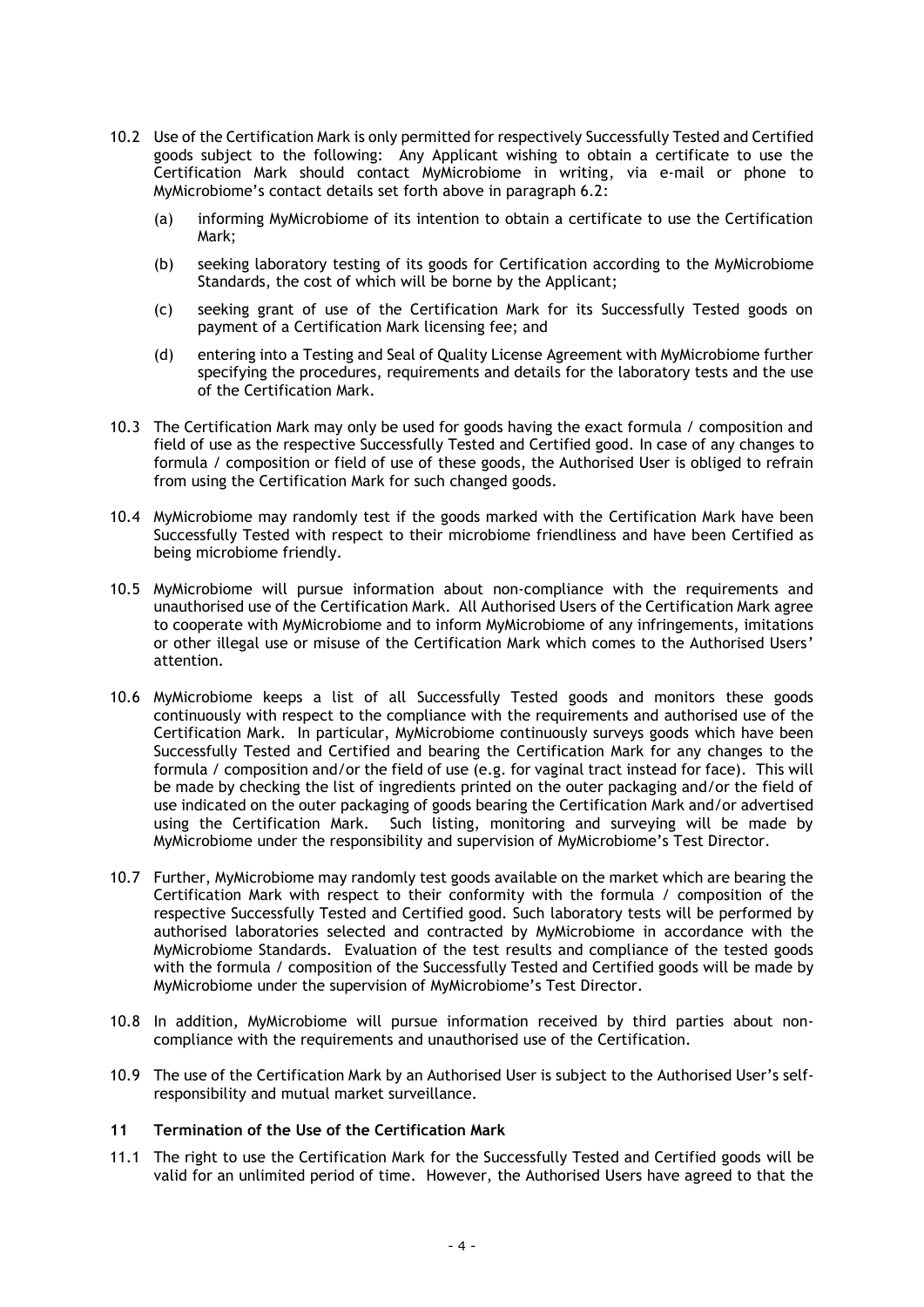10.2 Use of the Certification Mark is only permitted for respectively Successfully Tested and Certified goods subject to the following: Any Applicant wishing to obtain a certificate to use the Certification Mark should contact MyMicrobiome in writing, via e-mail or phone to MyMicrobiome's contact details set forth above in paragraph 6.2:

(a) informing MyMicrobiome of its intention to obtain a certificate to use the Certification Mark;

(b) seeking laboratory testing of its goods for Certification according to the MyMicrobiome Standards, the cost of which will be borne by the Applicant;

(c) seeking grant of use of the Certification Mark for its Successfully Tested goods on payment of a Certification Mark licensing fee; and

(d) entering into a Testing and Seal of Quality License Agreement with MyMicrobiome further specifying the procedures, requirements and details for the laboratory tests and the use of the Certification Mark.

10.3 The Certification Mark may only be used for goods having the exact formula / composition and field of use as the respective Successfully Tested and Certified good. In case of any changes to formula / composition or field of use of these goods, the Authorised User is obliged to refrain from using the Certification Mark for such changed goods.

10.4 MyMicrobiome may randomly test if the goods marked with the Certification Mark have been Successfully Tested with respect to their microbiome friendliness and have been Certified as being microbiome friendly.

10.5 MyMicrobiome will pursue information about non-compliance with the requirements and unauthorised use of the Certification Mark. All Authorised Users of the Certification Mark agree to cooperate with MyMicrobiome and to inform MyMicrobiome of any infringements, imitations or other illegal use or misuse of the Certification Mark which comes to the Authorised Users' attention.

10.6 MyMicrobiome keeps a list of all Successfully Tested goods and monitors these goods continuously with respect to the compliance with the requirements and authorised use of the Certification Mark. In particular, MyMicrobiome continuously surveys goods which have been Successfully Tested and Certified and bearing the Certification Mark for any changes to the formula / composition and/or the field of use (e.g. for vaginal tract instead for face). This will be made by checking the list of ingredients printed on the outer packaging and/or the field of use indicated on the outer packaging of goods bearing the Certification Mark and/or advertised using the Certification Mark. Such listing, monitoring and surveying will be made by MyMicrobiome under the responsibility and supervision of MyMicrobiome's Test Director.

10.7 Further, MyMicrobiome may randomly test goods available on the market which are bearing the Certification Mark with respect to their conformity with the formula / composition of the respective Successfully Tested and Certified good. Such laboratory tests will be performed by authorised laboratories selected and contracted by MyMicrobiome in accordance with the MyMicrobiome Standards. Evaluation of the test results and compliance of the tested goods with the formula / composition of the Successfully Tested and Certified goods will be made by MyMicrobiome under the supervision of MyMicrobiome's Test Director.

10.8 In addition, MyMicrobiome will pursue information received by third parties about non-compliance with the requirements and unauthorised use of the Certification.

10.9 The use of the Certification Mark by an Authorised User is subject to the Authorised User's self-responsibility and mutual market surveillance.

## 11 Termination of the Use of the Certification Mark

11.1 The right to use the Certification Mark for the Successfully Tested and Certified goods will be valid for an unlimited period of time. However, the Authorised Users have agreed to that the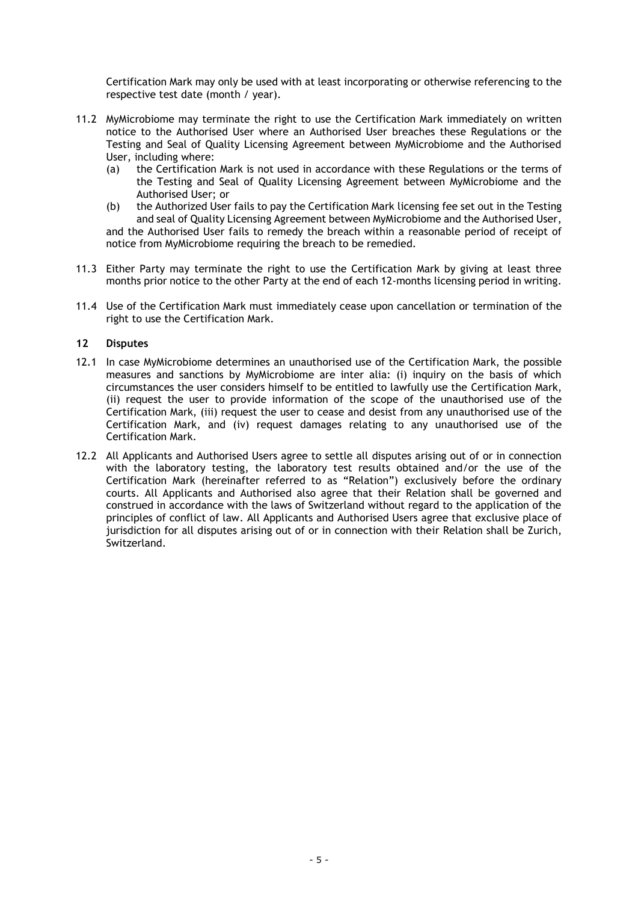Certification Mark may only be used with at least incorporating or otherwise referencing to the respective test date (month / year).

11.2 MyMicrobiome may terminate the right to use the Certification Mark immediately on written notice to the Authorised User where an Authorised User breaches these Regulations or the Testing and Seal of Quality Licensing Agreement between MyMicrobiome and the Authorised User, including where:

(a) the Certification Mark is not used in accordance with these Regulations or the terms of the Testing and Seal of Quality Licensing Agreement between MyMicrobiome and the Authorised User; or

(b) the Authorized User fails to pay the Certification Mark licensing fee set out in the Testing and seal of Quality Licensing Agreement between MyMicrobiome and the Authorised User,

and the Authorised User fails to remedy the breach within a reasonable period of receipt of notice from MyMicrobiome requiring the breach to be remedied.

11.3 Either Party may terminate the right to use the Certification Mark by giving at least three months prior notice to the other Party at the end of each 12-months licensing period in writing.

11.4 Use of the Certification Mark must immediately cease upon cancellation or termination of the right to use the Certification Mark.

## 12 Disputes

12.1 In case MyMicrobiome determines an unauthorised use of the Certification Mark, the possible measures and sanctions by MyMicrobiome are inter alia: (i) inquiry on the basis of which circumstances the user considers himself to be entitled to lawfully use the Certification Mark, (ii) request the user to provide information of the scope of the unauthorised use of the Certification Mark, (iii) request the user to cease and desist from any unauthorised use of the Certification Mark, and (iv) request damages relating to any unauthorised use of the Certification Mark.

12.2 All Applicants and Authorised Users agree to settle all disputes arising out of or in connection with the laboratory testing, the laboratory test results obtained and/or the use of the Certification Mark (hereinafter referred to as "Relation") exclusively before the ordinary courts. All Applicants and Authorised also agree that their Relation shall be governed and construed in accordance with the laws of Switzerland without regard to the application of the principles of conflict of law. All Applicants and Authorised Users agree that exclusive place of jurisdiction for all disputes arising out of or in connection with their Relation shall be Zurich, Switzerland.